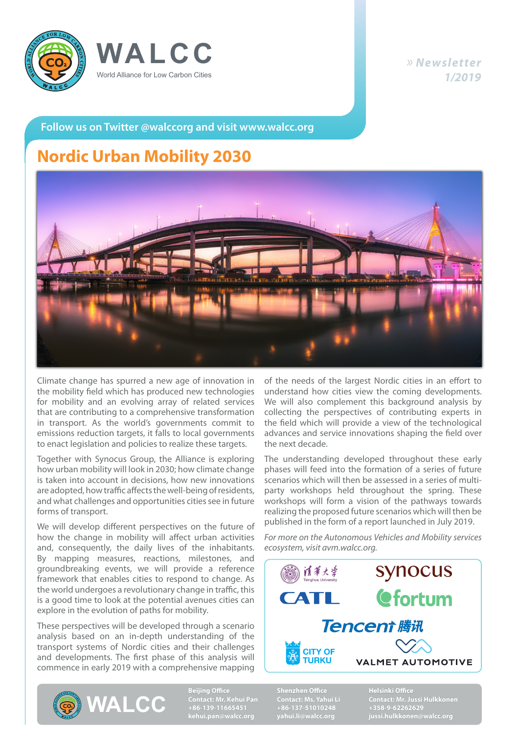# WALCC

World Alliance for Low Carbon Cities

» Newsletter 1/2019

Follow us on Twitter @walccorg and visit www.walcc.org

## Nordic Urban Mobility 2030

Climate change has spurred a new age of innovation in the mobility field which has produced new technologies for mobility and an evolving array of related services that are contributing to a comprehensive transformation in transport. As the world's governments commit to emissions reduction targets, it falls to local governments to enact legislation and policies to realize these targets.

Together with Synocus Group, the Alliance is exploring how urban mobility will look in 2030; how climate change is taken into account in decisions, how new innovations are adopted, how traffic affects the well-being of residents, and what challenges and opportunities cities see in future forms of transport.

We will develop different perspectives on the future of how the change in mobility will affect urban activities and, consequently, the daily lives of the inhabitants. By mapping measures, reactions, milestones, and groundbreaking events, we will provide a reference framework that enables cities to respond to change. As the world undergoes a revolutionary change in traffic, this is a good time to look at the potential avenues cities can explore in the evolution of paths for mobility.

These perspectives will be developed through a scenario analysis based on an in-depth understanding of the transport systems of Nordic cities and their challenges and developments. The first phase of this analysis will commence in early 2019 with a comprehensive mapping of the needs of the largest Nordic cities in an effort to understand how cities view the coming developments. We will also complement this background analysis by collecting the perspectives of contributing experts in the field which will provide a view of the technological advances and service innovations shaping the field over the next decade.

The understanding developed throughout these early phases will feed into the formation of a series of future scenarios which will then be assessed in a series of multi-party workshops held throughout the spring. These workshops will form a vision of the pathways towards realizing the proposed future scenarios which will then be published in the form of a report launched in July 2019.

*For more on the Autonomous Vehicles and Mobility services ecosystem, visit avm.walcc.org.*

Tsinghua University · synocus · CATL · fortum · Tencent 腾讯 · City of Turku · Valmet Automotive

**Beijing Office**
Contact: Mr. Kehui Pan
+86-139-11665451
kehui.pan@walcc.org

**Shenzhen Office**
Contact: Ms. Yahui Li
+86-137-51010248
yahui.li@walcc.org

**Helsinki Office**
Contact: Mr. Jussi Hulkkonen
+358-9-62262629
jussi.hulkkonen@walcc.org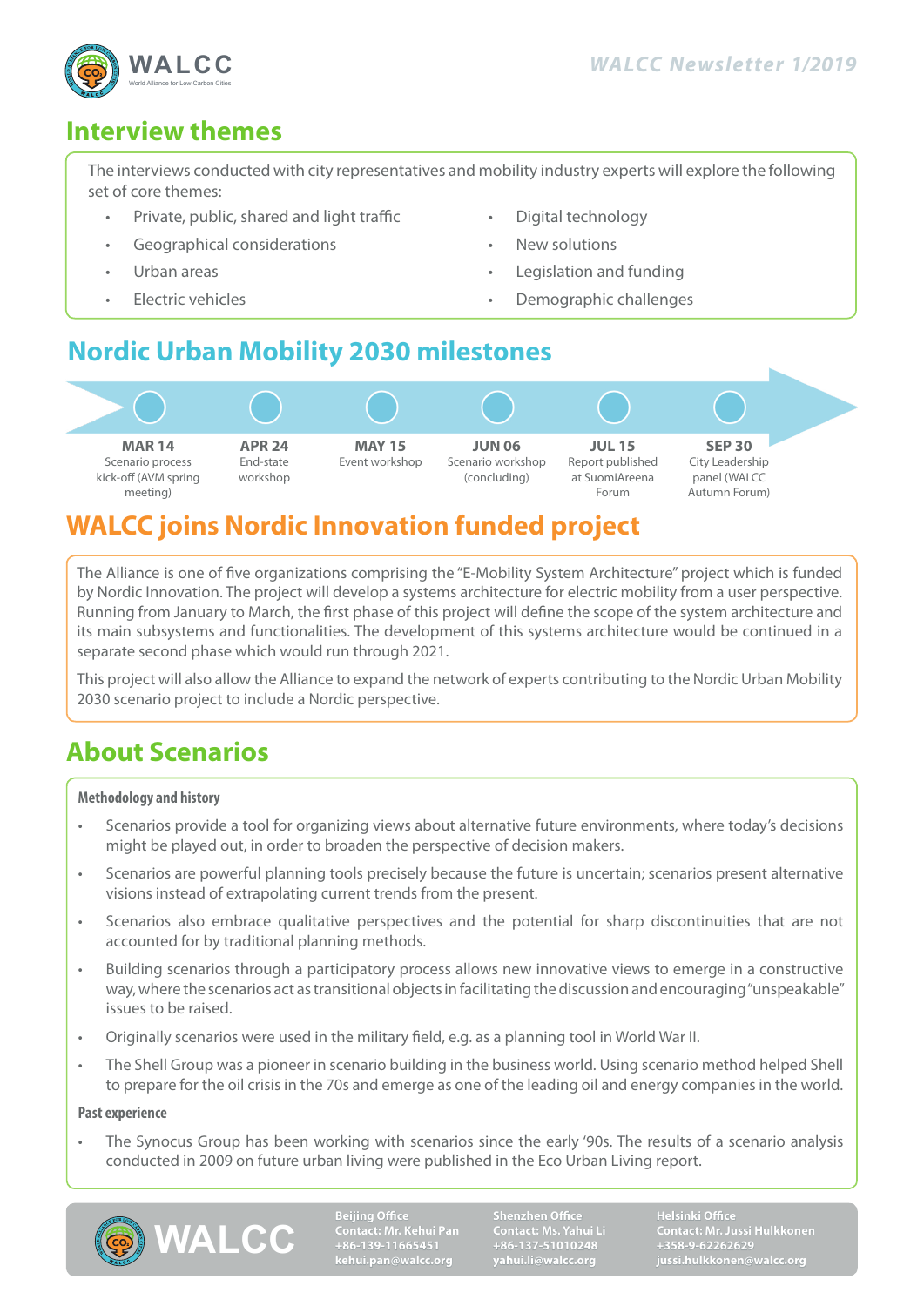## Interview themes

The interviews conducted with city representatives and mobility industry experts will explore the following set of core themes:

- Private, public, shared and light traffic
- Geographical considerations
- Urban areas
- Electric vehicles
- Digital technology
- New solutions
- Legislation and funding
- Demographic challenges

## Nordic Urban Mobility 2030 milestones

**MAR 14**
Scenario process kick-off (AVM spring meeting)

**APR 24**
End-state workshop

**MAY 15**
Event workshop

**JUN 06**
Scenario workshop (concluding)

**JUL 15**
Report published at SuomiAreena Forum

**SEP 30**
City Leadership panel (WALCC Autumn Forum)

## WALCC joins Nordic Innovation funded project

The Alliance is one of five organizations comprising the "E-Mobility System Architecture" project which is funded by Nordic Innovation. The project will develop a systems architecture for electric mobility from a user perspective. Running from January to March, the first phase of this project will define the scope of the system architecture and its main subsystems and functionalities. The development of this systems architecture would be continued in a separate second phase which would run through 2021.

This project will also allow the Alliance to expand the network of experts contributing to the Nordic Urban Mobility 2030 scenario project to include a Nordic perspective.

## About Scenarios

**Methodology and history**

- Scenarios provide a tool for organizing views about alternative future environments, where today's decisions might be played out, in order to broaden the perspective of decision makers.
- Scenarios are powerful planning tools precisely because the future is uncertain; scenarios present alternative visions instead of extrapolating current trends from the present.
- Scenarios also embrace qualitative perspectives and the potential for sharp discontinuities that are not accounted for by traditional planning methods.
- Building scenarios through a participatory process allows new innovative views to emerge in a constructive way, where the scenarios act as transitional objects in facilitating the discussion and encouraging "unspeakable" issues to be raised.
- Originally scenarios were used in the military field, e.g. as a planning tool in World War II.
- The Shell Group was a pioneer in scenario building in the business world. Using scenario method helped Shell to prepare for the oil crisis in the 70s and emerge as one of the leading oil and energy companies in the world.

**Past experience**

- The Synocus Group has been working with scenarios since the early '90s. The results of a scenario analysis conducted in 2009 on future urban living were published in the Eco Urban Living report.

WALCC

**Beijing Office**
Contact: Mr. Kehui Pan
+86-139-11665451
kehui.pan@walcc.org

**Shenzhen Office**
Contact: Ms. Yahui Li
+86-137-51010248
yahui.li@walcc.org

**Helsinki Office**
Contact: Mr. Jussi Hulkkonen
+358-9-62262629
jussi.hulkkonen@walcc.org